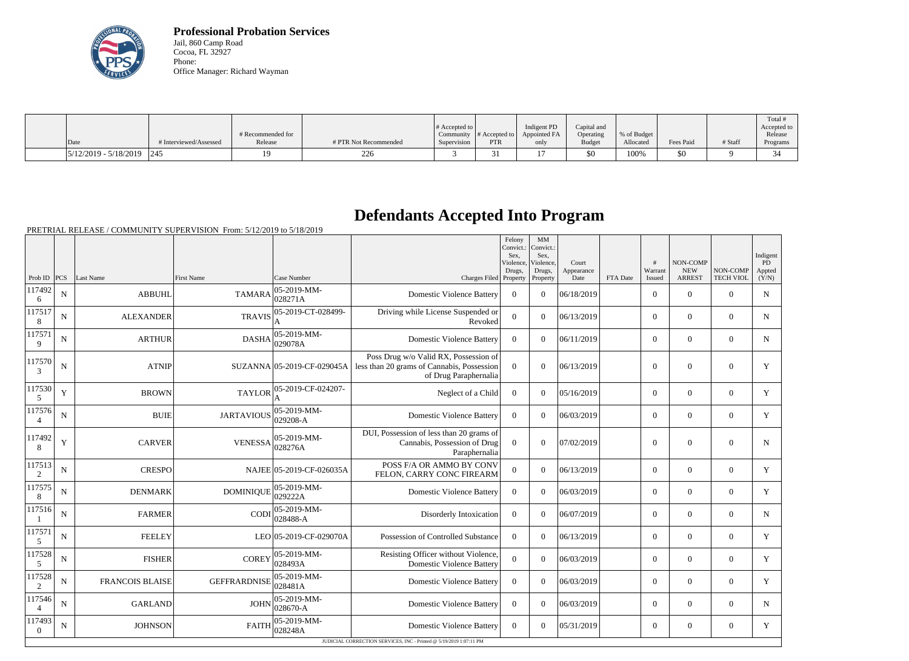**Professional Probation Services**
Jail, 860 Camp Road
Cocoa, FL 32927
Phone:
Office Manager: Richard Wayman

| Date | # Interviewed/Assessed | # Recommended for Release | # PTR Not Recommended | # Accepted to Community Supervision | # Accepted to PTR | Indigent PD Appointed FA only | Capital and Operating Budget | % of Budget Allocated | Fees Paid | # Staff | Total # Accepted to Release Programs |
|---|---|---|---|---|---|---|---|---|---|---|---|
| 5/12/2019 - 5/18/2019 | 245 | 19 | 226 | 3 | 31 | 17 | $0 | 100% | $0 | 9 | 34 |

# Defendants Accepted Into Program

PRETRIAL RELEASE / COMMUNITY SUPERVISION From: 5/12/2019 to 5/18/2019

| Prob ID | PCS | Last Name | First Name | Case Number | Charges Filed | Felony Convict.: Sex, Violence, Drugs, Property | MM Convict.: Sex, Violence, Drugs, Property | Court Appearance Date | FTA Date | # Warrant Issued | NON-COMP NEW ARREST | NON-COMP TECH VIOL | Indigent PD Appted (Y/N) |
|---|---|---|---|---|---|---|---|---|---|---|---|---|---|
| 1174926 | N | ABBUHL | TAMARA | 05-2019-MM-028271A | Domestic Violence Battery | 0 | 0 | 06/18/2019 | | 0 | 0 | 0 | N |
| 1175178 | N | ALEXANDER | TRAVIS | 05-2019-CT-028499-A | Driving while License Suspended or Revoked | 0 | 0 | 06/13/2019 | | 0 | 0 | 0 | N |
| 1175719 | N | ARTHUR | DASHA | 05-2019-MM-029078A | Domestic Violence Battery | 0 | 0 | 06/11/2019 | | 0 | 0 | 0 | N |
| 1175703 | N | ATNIP | SUZANNA | 05-2019-CF-029045A | Poss Drug w/o Valid RX, Possession of less than 20 grams of Cannabis, Possession of Drug Paraphernalia | 0 | 0 | 06/13/2019 | | 0 | 0 | 0 | Y |
| 1175305 | Y | BROWN | TAYLOR | 05-2019-CF-024207-A | Neglect of a Child | 0 | 0 | 05/16/2019 | | 0 | 0 | 0 | Y |
| 1175764 | N | BUIE | JARTAVIOUS | 05-2019-MM-029208-A | Domestic Violence Battery | 0 | 0 | 06/03/2019 | | 0 | 0 | 0 | Y |
| 1174928 | Y | CARVER | VENESSA | 05-2019-MM-028276A | DUI, Possession of less than 20 grams of Cannabis, Possession of Drug Paraphernalia | 0 | 0 | 07/02/2019 | | 0 | 0 | 0 | N |
| 1175132 | N | CRESPO | NAJEE | 05-2019-CF-026035A | POSS F/A OR AMMO BY CONV FELON, CARRY CONC FIREARM | 0 | 0 | 06/13/2019 | | 0 | 0 | 0 | Y |
| 1175758 | N | DENMARK | DOMINIQUE | 05-2019-MM-029222A | Domestic Violence Battery | 0 | 0 | 06/03/2019 | | 0 | 0 | 0 | Y |
| 1175161 | N | FARMER | CODI | 05-2019-MM-028488-A | Disorderly Intoxication | 0 | 0 | 06/07/2019 | | 0 | 0 | 0 | N |
| 1175715 | N | FEELEY | LEO | 05-2019-CF-029070A | Possession of Controlled Substance | 0 | 0 | 06/13/2019 | | 0 | 0 | 0 | Y |
| 1175285 | N | FISHER | COREY | 05-2019-MM-028493A | Resisting Officer without Violence, Domestic Violence Battery | 0 | 0 | 06/03/2019 | | 0 | 0 | 0 | Y |
| 1175282 | N | FRANCOIS BLAISE | GEFFRARDNISE | 05-2019-MM-028481A | Domestic Violence Battery | 0 | 0 | 06/03/2019 | | 0 | 0 | 0 | Y |
| 1175464 | N | GARLAND | JOHN | 05-2019-MM-028670-A | Domestic Violence Battery | 0 | 0 | 06/03/2019 | | 0 | 0 | 0 | N |
| 1174930 | N | JOHNSON | FAITH | 05-2019-MM-028248A | Domestic Violence Battery | 0 | 0 | 05/31/2019 | | 0 | 0 | 0 | Y |

JUDICIAL CORRECTION SERVICES, INC - Printed @ 5/19/2019 1:07:11 PM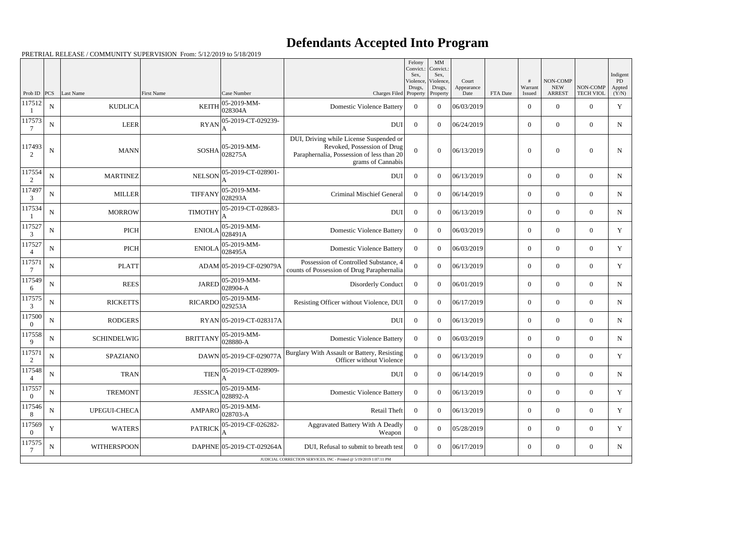# Defendants Accepted Into Program

PRETRIAL RELEASE / COMMUNITY SUPERVISION From: 5/12/2019 to 5/18/2019

| Prob ID | PCS | Last Name | First Name | Case Number | Charges Filed | Felony Convict.: Sex, Violence, Drugs, Property | MM Convict.: Sex, Violence, Drugs, Property | Court Appearance Date | FTA Date | # Warrant Issued | NON-COMP NEW ARREST | NON-COMP TECH VIOL | Indigent PD Appted (Y/N) |
|---|---|---|---|---|---|---|---|---|---|---|---|---|---|
| 1175121 | N | KUDLICA | KEITH | 05-2019-MM-028304A | Domestic Violence Battery | 0 | 0 | 06/03/2019 | | 0 | 0 | 0 | Y |
| 1175737 | N | LEER | RYAN | 05-2019-CT-029239-A | DUI | 0 | 0 | 06/24/2019 | | 0 | 0 | 0 | N |
| 1174932 | N | MANN | SOSHA | 05-2019-MM-028275A | DUI, Driving while License Suspended or Revoked, Possession of Drug Paraphernalia, Possession of less than 20 grams of Cannabis | 0 | 0 | 06/13/2019 | | 0 | 0 | 0 | N |
| 1175542 | N | MARTINEZ | NELSON | 05-2019-CT-028901-A | DUI | 0 | 0 | 06/13/2019 | | 0 | 0 | 0 | N |
| 1174973 | N | MILLER | TIFFANY | 05-2019-MM-028293A | Criminal Mischief General | 0 | 0 | 06/14/2019 | | 0 | 0 | 0 | N |
| 1175341 | N | MORROW | TIMOTHY | 05-2019-CT-028683-A | DUI | 0 | 0 | 06/13/2019 | | 0 | 0 | 0 | N |
| 1175273 | N | PICH | ENIOLA | 05-2019-MM-028491A | Domestic Violence Battery | 0 | 0 | 06/03/2019 | | 0 | 0 | 0 | Y |
| 1175274 | N | PICH | ENIOLA | 05-2019-MM-028495A | Domestic Violence Battery | 0 | 0 | 06/03/2019 | | 0 | 0 | 0 | Y |
| 1175717 | N | PLATT | ADAM | 05-2019-CF-029079A | Possession of Controlled Substance, 4 counts of Possession of Drug Paraphernalia | 0 | 0 | 06/13/2019 | | 0 | 0 | 0 | Y |
| 1175496 | N | REES | JARED | 05-2019-MM-028904-A | Disorderly Conduct | 0 | 0 | 06/01/2019 | | 0 | 0 | 0 | N |
| 1175753 | N | RICKETTS | RICARDO | 05-2019-MM-029253A | Resisting Officer without Violence, DUI | 0 | 0 | 06/17/2019 | | 0 | 0 | 0 | N |
| 1175000 | N | RODGERS | RYAN | 05-2019-CT-028317A | DUI | 0 | 0 | 06/13/2019 | | 0 | 0 | 0 | N |
| 1175589 | N | SCHINDELWIG | BRITTANY | 05-2019-MM-028880-A | Domestic Violence Battery | 0 | 0 | 06/03/2019 | | 0 | 0 | 0 | N |
| 1175712 | N | SPAZIANO | DAWN | 05-2019-CF-029077A | Burglary With Assault or Battery, Resisting Officer without Violence | 0 | 0 | 06/13/2019 | | 0 | 0 | 0 | Y |
| 1175484 | N | TRAN | TIEN | 05-2019-CT-028909-A | DUI | 0 | 0 | 06/14/2019 | | 0 | 0 | 0 | N |
| 1175570 | N | TREMONT | JESSICA | 05-2019-MM-028892-A | Domestic Violence Battery | 0 | 0 | 06/13/2019 | | 0 | 0 | 0 | Y |
| 1175468 | N | UPEGUI-CHECA | AMPARO | 05-2019-MM-028703-A | Retail Theft | 0 | 0 | 06/13/2019 | | 0 | 0 | 0 | Y |
| 1175690 | Y | WATERS | PATRICK | 05-2019-CF-026282-A | Aggravated Battery With A Deadly Weapon | 0 | 0 | 05/28/2019 | | 0 | 0 | 0 | Y |
| 1175757 | N | WITHERSPOON | DAPHNE | 05-2019-CT-029264A | DUI, Refusal to submit to breath test | 0 | 0 | 06/17/2019 | | 0 | 0 | 0 | N |

JUDICIAL CORRECTION SERVICES, INC - Printed @ 5/19/2019 1:07:11 PM